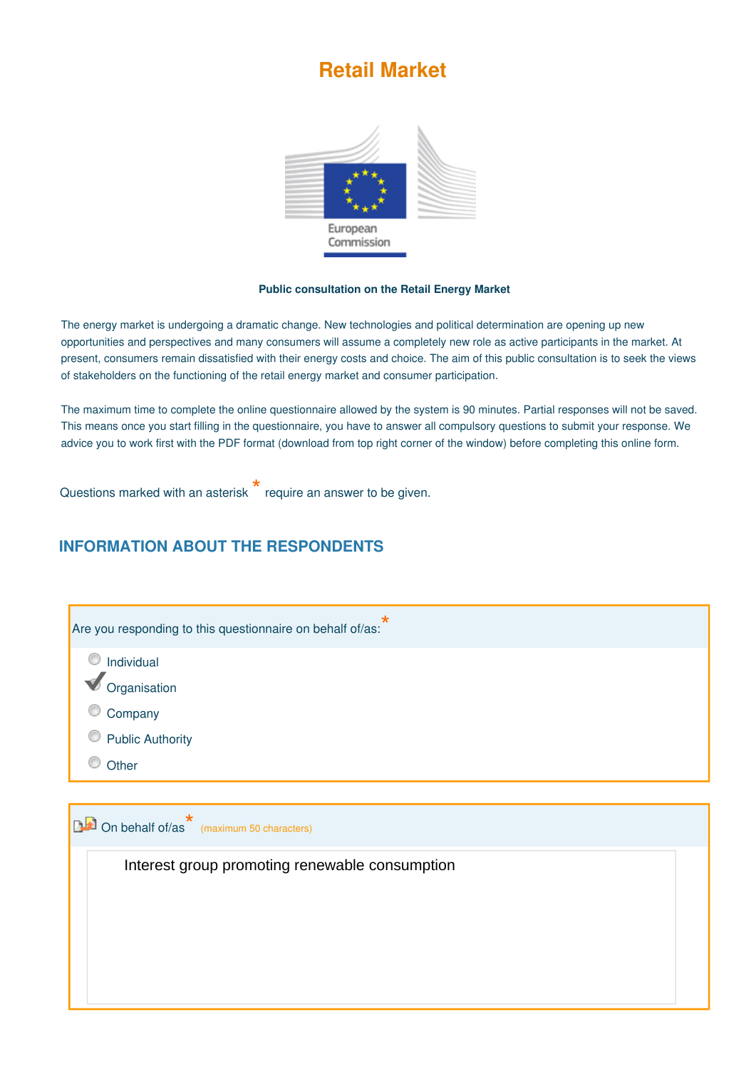# Retail Market

European Commission

**Public consultation on the Retail Energy Market**

The energy market is undergoing a dramatic change. New technologies and political determination are opening up new opportunities and perspectives and many consumers will assume a completely new role as active participants in the market. At present, consumers remain dissatisfied with their energy costs and choice. The aim of this public consultation is to seek the views of stakeholders on the functioning of the retail energy market and consumer participation.

The maximum time to complete the online questionnaire allowed by the system is 90 minutes. Partial responses will not be saved. This means once you start filling in the questionnaire, you have to answer all compulsory questions to submit your response. We advice you to work first with the PDF format (download from top right corner of the window) before completing this online form.

Questions marked with an asterisk * require an answer to be given.

## INFORMATION ABOUT THE RESPONDENTS

Are you responding to this questionnaire on behalf of/as: *

- ○ Individual
- ✔ Organisation
- ○ Company
- ○ Public Authority
- ○ Other

On behalf of/as * (maximum 50 characters)

Interest group promoting renewable consumption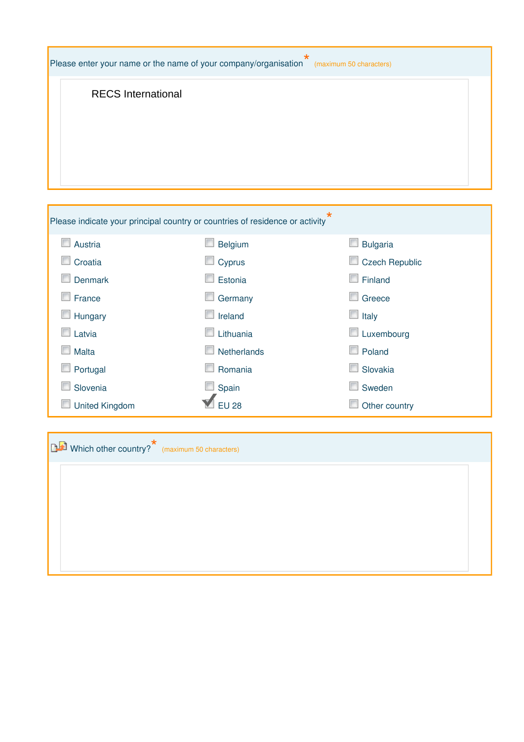Please enter your name or the name of your company/organisation * (maximum 50 characters)

RECS International

Please indicate your principal country or countries of residence or activity *

- [ ] Austria
- [ ] Belgium
- [ ] Bulgaria
- [ ] Croatia
- [ ] Cyprus
- [ ] Czech Republic
- [ ] Denmark
- [ ] Estonia
- [ ] Finland
- [ ] France
- [ ] Germany
- [ ] Greece
- [ ] Hungary
- [ ] Ireland
- [ ] Italy
- [ ] Latvia
- [ ] Lithuania
- [ ] Luxembourg
- [ ] Malta
- [ ] Netherlands
- [ ] Poland
- [ ] Portugal
- [ ] Romania
- [ ] Slovakia
- [ ] Slovenia
- [ ] Spain
- [ ] Sweden
- [ ] United Kingdom
- [x] EU 28
- [ ] Other country

Which other country? * (maximum 50 characters)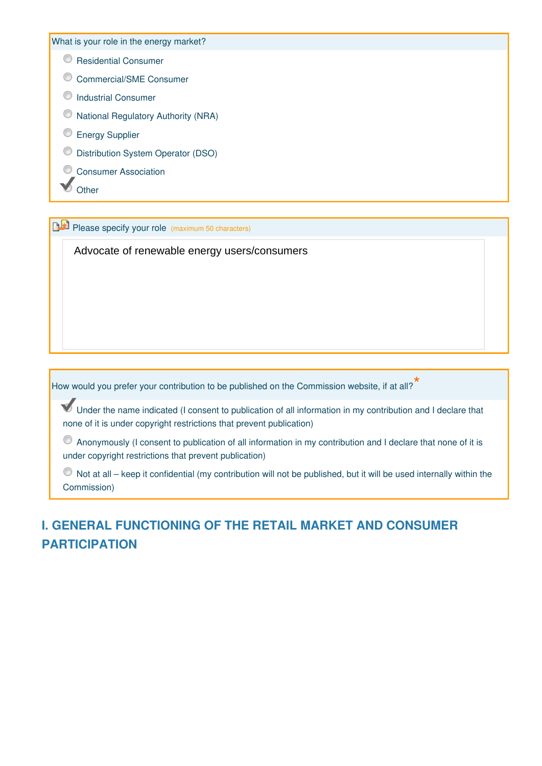What is your role in the energy market?

- [ ] Residential Consumer
- [ ] Commercial/SME Consumer
- [ ] Industrial Consumer
- [ ] National Regulatory Authority (NRA)
- [ ] Energy Supplier
- [ ] Distribution System Operator (DSO)
- [ ] Consumer Association
- [x] Other

Please specify your role (maximum 50 characters)

Advocate of renewable energy users/consumers

How would you prefer your contribution to be published on the Commission website, if at all?*

- [x] Under the name indicated (I consent to publication of all information in my contribution and I declare that none of it is under copyright restrictions that prevent publication)
- [ ] Anonymously (I consent to publication of all information in my contribution and I declare that none of it is under copyright restrictions that prevent publication)
- [ ] Not at all – keep it confidential (my contribution will not be published, but it will be used internally within the Commission)

## I. GENERAL FUNCTIONING OF THE RETAIL MARKET AND CONSUMER PARTICIPATION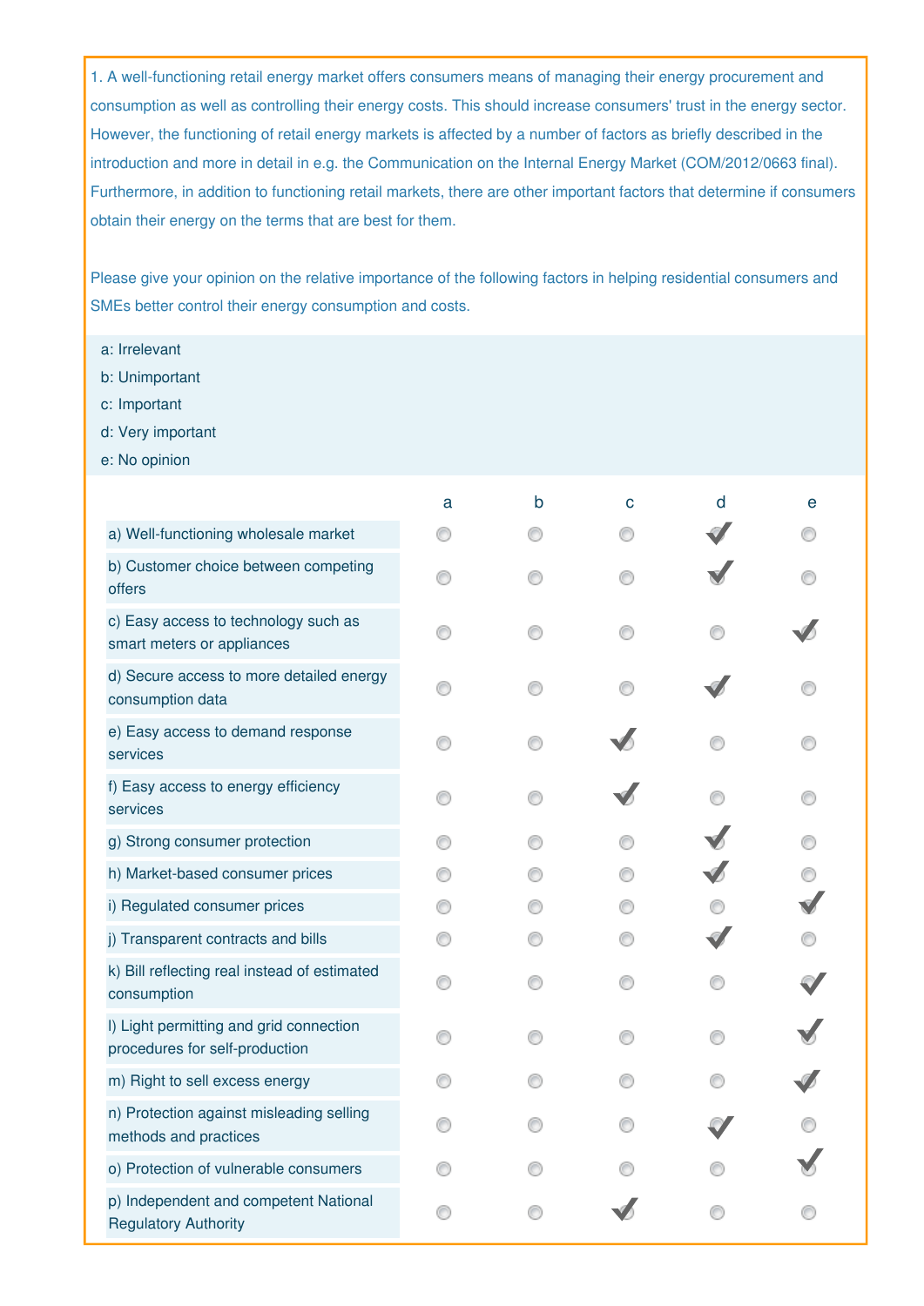1. A well-functioning retail energy market offers consumers means of managing their energy procurement and consumption as well as controlling their energy costs. This should increase consumers' trust in the energy sector. However, the functioning of retail energy markets is affected by a number of factors as briefly described in the introduction and more in detail in e.g. the Communication on the Internal Energy Market (COM/2012/0663 final). Furthermore, in addition to functioning retail markets, there are other important factors that determine if consumers obtain their energy on the terms that are best for them.

Please give your opinion on the relative importance of the following factors in helping residential consumers and SMEs better control their energy consumption and costs.

a: Irrelevant
b: Unimportant
c: Important
d: Very important
e: No opinion

| | a | b | c | d | e |
|---|---|---|---|---|---|
| a) Well-functioning wholesale market | | | | ✓ | |
| b) Customer choice between competing offers | | | | ✓ | |
| c) Easy access to technology such as smart meters or appliances | | | | | ✓ |
| d) Secure access to more detailed energy consumption data | | | | ✓ | |
| e) Easy access to demand response services | | | ✓ | | |
| f) Easy access to energy efficiency services | | | ✓ | | |
| g) Strong consumer protection | | | | ✓ | |
| h) Market-based consumer prices | | | | ✓ | |
| i) Regulated consumer prices | | | | | ✓ |
| j) Transparent contracts and bills | | | | ✓ | |
| k) Bill reflecting real instead of estimated consumption | | | | | ✓ |
| l) Light permitting and grid connection procedures for self-production | | | | | ✓ |
| m) Right to sell excess energy | | | | | ✓ |
| n) Protection against misleading selling methods and practices | | | | ✓ | |
| o) Protection of vulnerable consumers | | | | | ✓ |
| p) Independent and competent National Regulatory Authority | | | ✓ | | |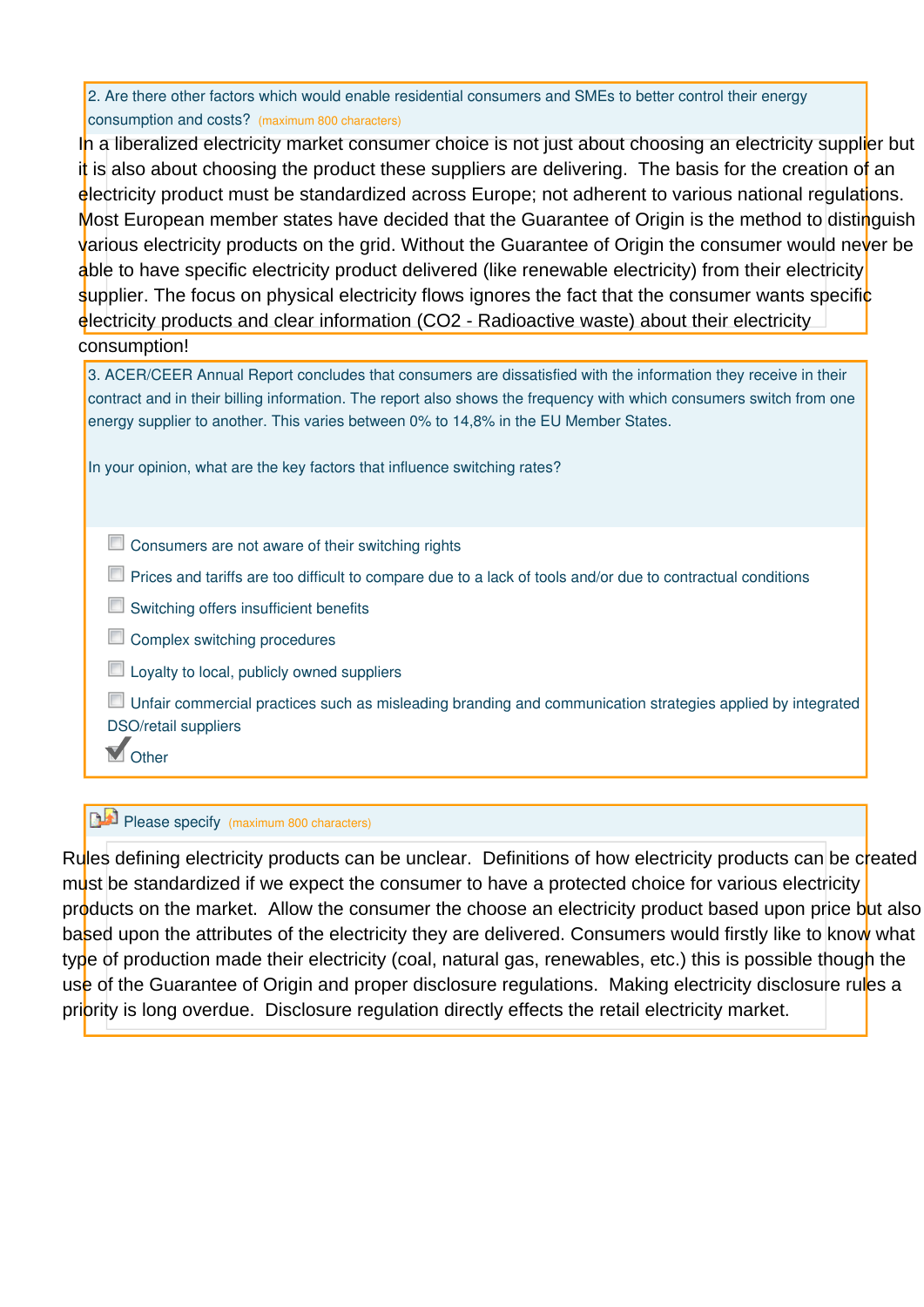2. Are there other factors which would enable residential consumers and SMEs to better control their energy consumption and costs? (maximum 800 characters)

In a liberalized electricity market consumer choice is not just about choosing an electricity supplier but it is also about choosing the product these suppliers are delivering.  The basis for the creation of an electricity product must be standardized across Europe; not adherent to various national regulations. Most European member states have decided that the Guarantee of Origin is the method to distinguish various electricity products on the grid. Without the Guarantee of Origin the consumer would never be able to have specific electricity product delivered (like renewable electricity) from their electricity supplier. The focus on physical electricity flows ignores the fact that the consumer wants specific electricity products and clear information ($CO_2$ - Radioactive waste) about their electricity consumption!

3. ACER/CEER Annual Report concludes that consumers are dissatisfied with the information they receive in their contract and in their billing information. The report also shows the frequency with which consumers switch from one energy supplier to another. This varies between 0% to 14,8% in the EU Member States.

In your opinion, what are the key factors that influence switching rates?

- [ ] Consumers are not aware of their switching rights
- [ ] Prices and tariffs are too difficult to compare due to a lack of tools and/or due to contractual conditions
- [ ] Switching offers insufficient benefits
- [ ] Complex switching procedures
- [ ] Loyalty to local, publicly owned suppliers
- [ ] Unfair commercial practices such as misleading branding and communication strategies applied by integrated DSO/retail suppliers
- [x] Other

Please specify (maximum 800 characters)

Rules defining electricity products can be unclear.  Definitions of how electricity products can be created must be standardized if we expect the consumer to have a protected choice for various electricity products on the market.  Allow the consumer the choose an electricity product based upon price but also based upon the attributes of the electricity they are delivered. Consumers would firstly like to know what type of production made their electricity (coal, natural gas, renewables, etc.) this is possible though the use of the Guarantee of Origin and proper disclosure regulations.  Making electricity disclosure rules a priority is long overdue.  Disclosure regulation directly effects the retail electricity market.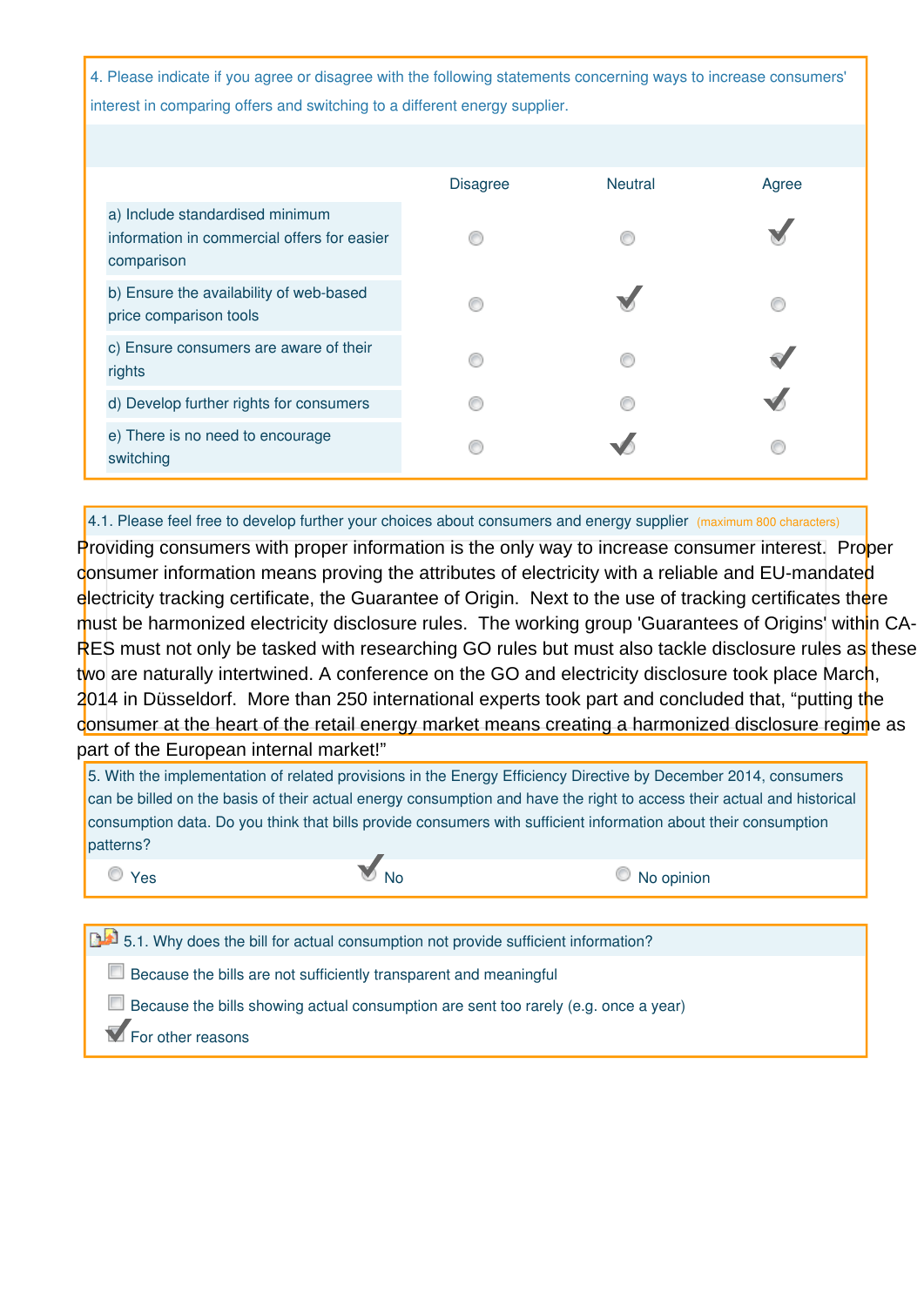4. Please indicate if you agree or disagree with the following statements concerning ways to increase consumers' interest in comparing offers and switching to a different energy supplier.

| | Disagree | Neutral | Agree |
|---|---|---|---|
| a) Include standardised minimum information in commercial offers for easier comparison | | | ✓ |
| b) Ensure the availability of web-based price comparison tools | | ✓ | |
| c) Ensure consumers are aware of their rights | | | ✓ |
| d) Develop further rights for consumers | | | ✓ |
| e) There is no need to encourage switching | | ✓ | |

4.1. Please feel free to develop further your choices about consumers and energy supplier (maximum 800 characters)

Providing consumers with proper information is the only way to increase consumer interest. Proper consumer information means proving the attributes of electricity with a reliable and EU-mandated electricity tracking certificate, the Guarantee of Origin. Next to the use of tracking certificates there must be harmonized electricity disclosure rules. The working group 'Guarantees of Origins' within CA-RES must not only be tasked with researching GO rules but must also tackle disclosure rules as these two are naturally intertwined. A conference on the GO and electricity disclosure took place March, 2014 in Düsseldorf. More than 250 international experts took part and concluded that, "putting the consumer at the heart of the retail energy market means creating a harmonized disclosure regime as part of the European internal market!"

5. With the implementation of related provisions in the Energy Efficiency Directive by December 2014, consumers can be billed on the basis of their actual energy consumption and have the right to access their actual and historical consumption data. Do you think that bills provide consumers with sufficient information about their consumption patterns?

- ◯ Yes
- ✓ No
- ◯ No opinion

5.1. Why does the bill for actual consumption not provide sufficient information?

- ☐ Because the bills are not sufficiently transparent and meaningful
- ☐ Because the bills showing actual consumption are sent too rarely (e.g. once a year)
- ☑ For other reasons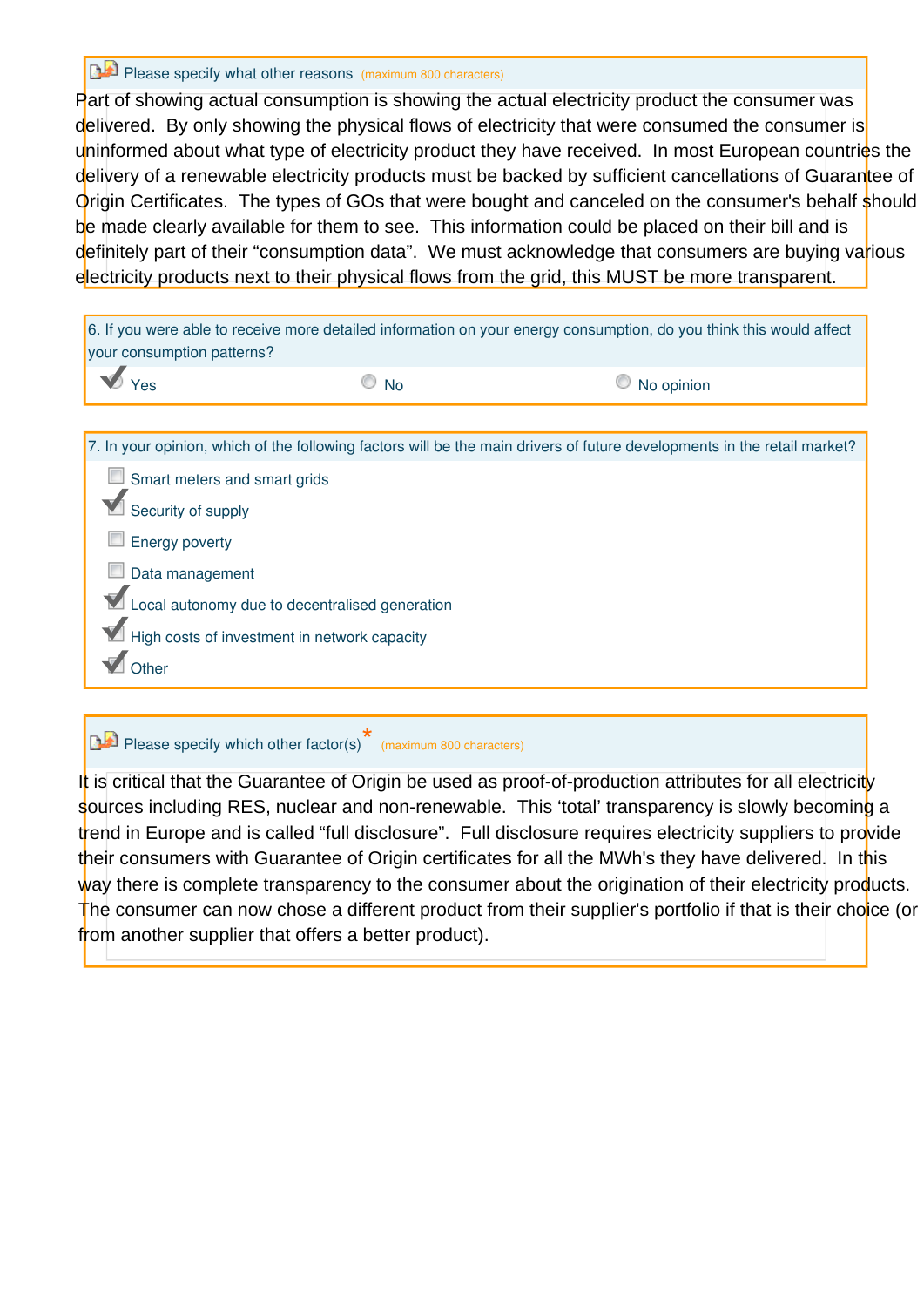Please specify what other reasons (maximum 800 characters)

Part of showing actual consumption is showing the actual electricity product the consumer was delivered.  By only showing the physical flows of electricity that were consumed the consumer is uninformed about what type of electricity product they have received.  In most European countries the delivery of a renewable electricity products must be backed by sufficient cancellations of Guarantee of Origin Certificates.  The types of GOs that were bought and canceled on the consumer's behalf should be made clearly available for them to see.  This information could be placed on their bill and is definitely part of their “consumption data”.  We must acknowledge that consumers are buying various electricity products next to their physical flows from the grid, this MUST be more transparent.

6. If you were able to receive more detailed information on your energy consumption, do you think this would affect your consumption patterns?

- [x] Yes
- [ ] No
- [ ] No opinion

7. In your opinion, which of the following factors will be the main drivers of future developments in the retail market?

- [ ] Smart meters and smart grids
- [x] Security of supply
- [ ] Energy poverty
- [ ] Data management
- [x] Local autonomy due to decentralised generation
- [x] High costs of investment in network capacity
- [x] Other

Please specify which other factor(s) * (maximum 800 characters)

It is critical that the Guarantee of Origin be used as proof-of-production attributes for all electricity sources including RES, nuclear and non-renewable.  This ‘total’ transparency is slowly becoming a trend in Europe and is called “full disclosure”.  Full disclosure requires electricity suppliers to provide their consumers with Guarantee of Origin certificates for all the MWh's they have delivered.  In this way there is complete transparency to the consumer about the origination of their electricity products.  The consumer can now chose a different product from their supplier's portfolio if that is their choice (or from another supplier that offers a better product).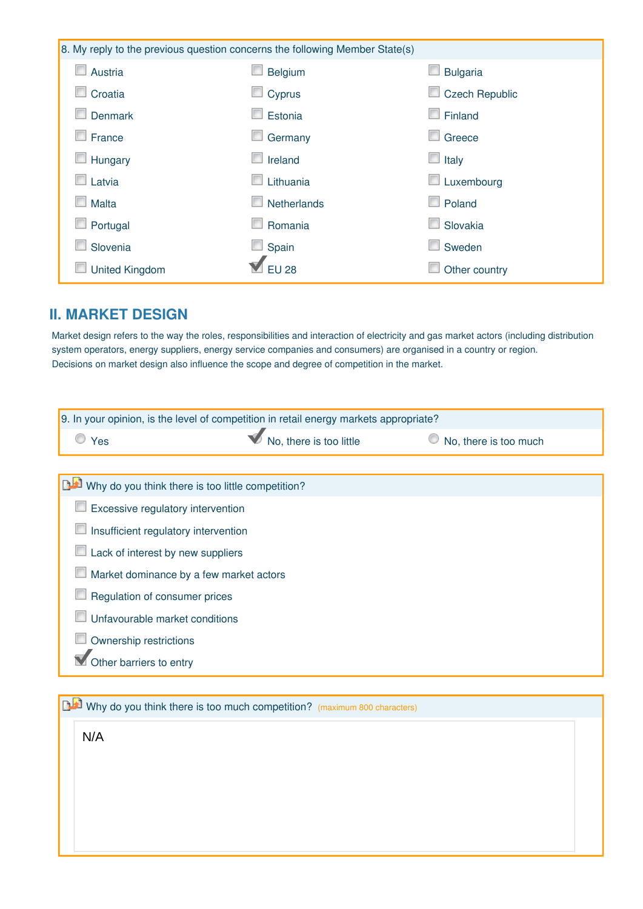8. My reply to the previous question concerns the following Member State(s)

- [ ] Austria
- [ ] Belgium
- [ ] Bulgaria
- [ ] Croatia
- [ ] Cyprus
- [ ] Czech Republic
- [ ] Denmark
- [ ] Estonia
- [ ] Finland
- [ ] France
- [ ] Germany
- [ ] Greece
- [ ] Hungary
- [ ] Ireland
- [ ] Italy
- [ ] Latvia
- [ ] Lithuania
- [ ] Luxembourg
- [ ] Malta
- [ ] Netherlands
- [ ] Poland
- [ ] Portugal
- [ ] Romania
- [ ] Slovakia
- [ ] Slovenia
- [ ] Spain
- [ ] Sweden
- [ ] United Kingdom
- [x] EU 28
- [ ] Other country

## II. MARKET DESIGN

Market design refers to the way the roles, responsibilities and interaction of electricity and gas market actors (including distribution system operators, energy suppliers, energy service companies and consumers) are organised in a country or region. Decisions on market design also influence the scope and degree of competition in the market.

9. In your opinion, is the level of competition in retail energy markets appropriate?

- ( ) Yes
- (x) No, there is too little
- ( ) No, there is too much

Why do you think there is too little competition?

- [ ] Excessive regulatory intervention
- [ ] Insufficient regulatory intervention
- [ ] Lack of interest by new suppliers
- [ ] Market dominance by a few market actors
- [ ] Regulation of consumer prices
- [ ] Unfavourable market conditions
- [ ] Ownership restrictions
- [x] Other barriers to entry

Why do you think there is too much competition? (maximum 800 characters)

N/A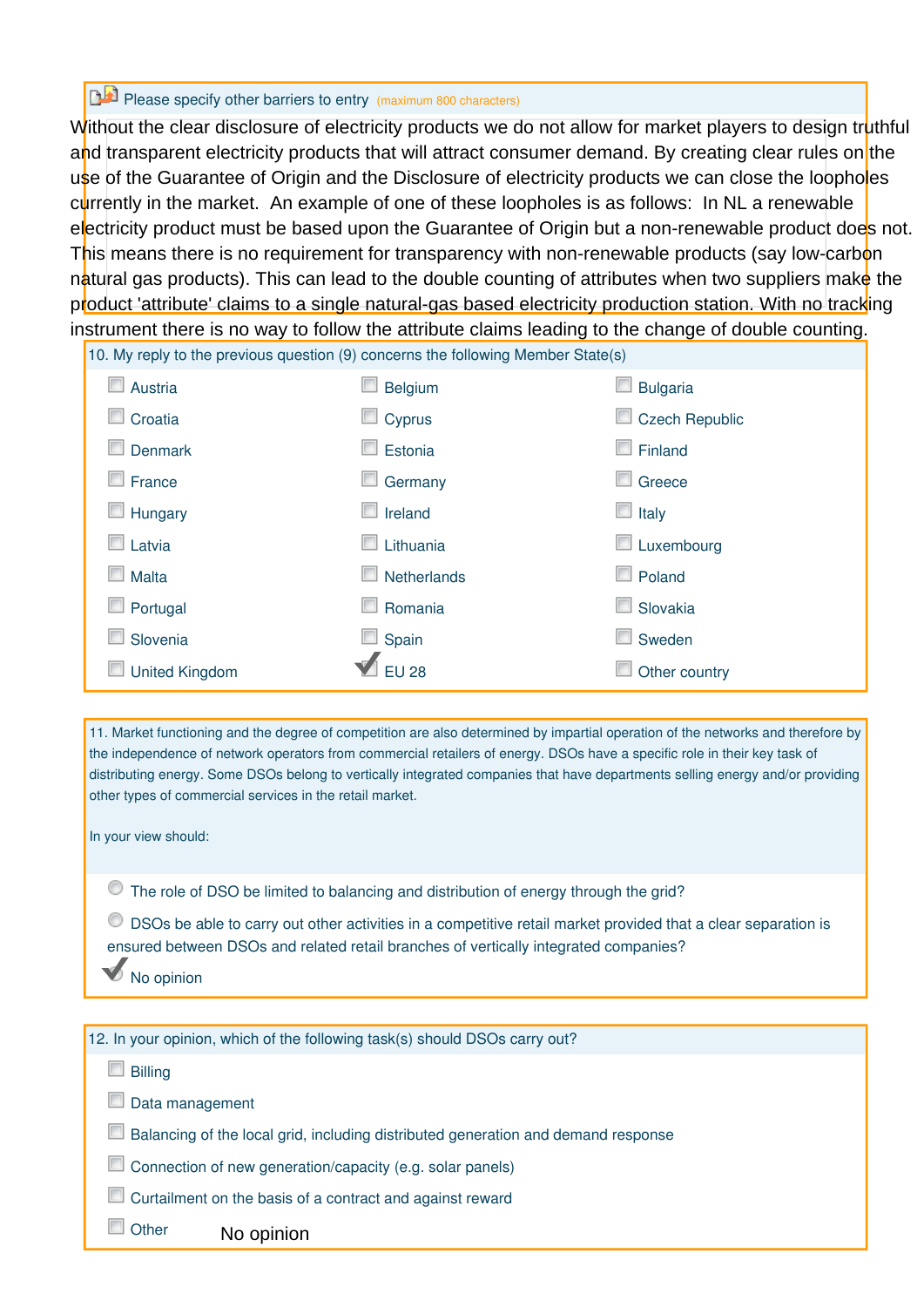Please specify other barriers to entry (maximum 800 characters)

Without the clear disclosure of electricity products we do not allow for market players to design truthful and transparent electricity products that will attract consumer demand. By creating clear rules on the use of the Guarantee of Origin and the Disclosure of electricity products we can close the loopholes currently in the market. An example of one of these loopholes is as follows: In NL a renewable electricity product must be based upon the Guarantee of Origin but a non-renewable product does not. This means there is no requirement for transparency with non-renewable products (say low-carbon natural gas products). This can lead to the double counting of attributes when two suppliers make the product 'attribute' claims to a single natural-gas based electricity production station. With no tracking instrument there is no way to follow the attribute claims leading to the change of double counting.

10. My reply to the previous question (9) concerns the following Member State(s)

- [ ] Austria
- [ ] Belgium
- [ ] Bulgaria
- [ ] Croatia
- [ ] Cyprus
- [ ] Czech Republic
- [ ] Denmark
- [ ] Estonia
- [ ] Finland
- [ ] France
- [ ] Germany
- [ ] Greece
- [ ] Hungary
- [ ] Ireland
- [ ] Italy
- [ ] Latvia
- [ ] Lithuania
- [ ] Luxembourg
- [ ] Malta
- [ ] Netherlands
- [ ] Poland
- [ ] Portugal
- [ ] Romania
- [ ] Slovakia
- [ ] Slovenia
- [ ] Spain
- [ ] Sweden
- [ ] United Kingdom
- [x] EU 28
- [ ] Other country

11. Market functioning and the degree of competition are also determined by impartial operation of the networks and therefore by the independence of network operators from commercial retailers of energy. DSOs have a specific role in their key task of distributing energy. Some DSOs belong to vertically integrated companies that have departments selling energy and/or providing other types of commercial services in the retail market.

In your view should:

- ( ) The role of DSO be limited to balancing and distribution of energy through the grid?
- ( ) DSOs be able to carry out other activities in a competitive retail market provided that a clear separation is ensured between DSOs and related retail branches of vertically integrated companies?
- (x) No opinion

12. In your opinion, which of the following task(s) should DSOs carry out?

- [ ] Billing
- [ ] Data management
- [ ] Balancing of the local grid, including distributed generation and demand response
- [ ] Connection of new generation/capacity (e.g. solar panels)
- [ ] Curtailment on the basis of a contract and against reward
- [ ] Other

No opinion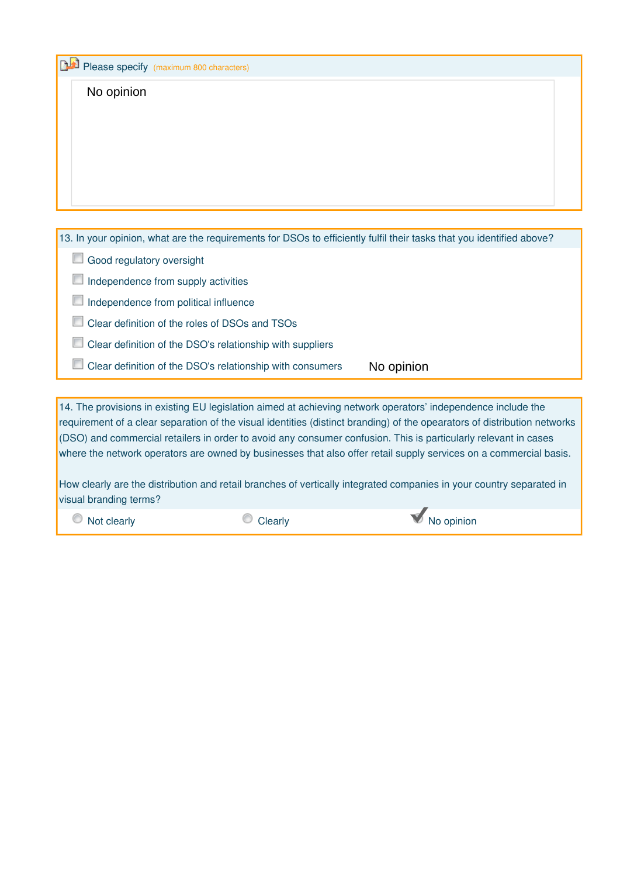Please specify (maximum 800 characters)

No opinion

13. In your opinion, what are the requirements for DSOs to efficiently fulfil their tasks that you identified above?

- [ ] Good regulatory oversight
- [ ] Independence from supply activities
- [ ] Independence from political influence
- [ ] Clear definition of the roles of DSOs and TSOs
- [ ] Clear definition of the DSO's relationship with suppliers
- [ ] Clear definition of the DSO's relationship with consumers

No opinion

14. The provisions in existing EU legislation aimed at achieving network operators' independence include the requirement of a clear separation of the visual identities (distinct branding) of the opearators of distribution networks (DSO) and commercial retailers in order to avoid any consumer confusion. This is particularly relevant in cases where the network operators are owned by businesses that also offer retail supply services on a commercial basis.

How clearly are the distribution and retail branches of vertically integrated companies in your country separated in visual branding terms?

- ○ Not clearly
- ○ Clearly
- ✔ No opinion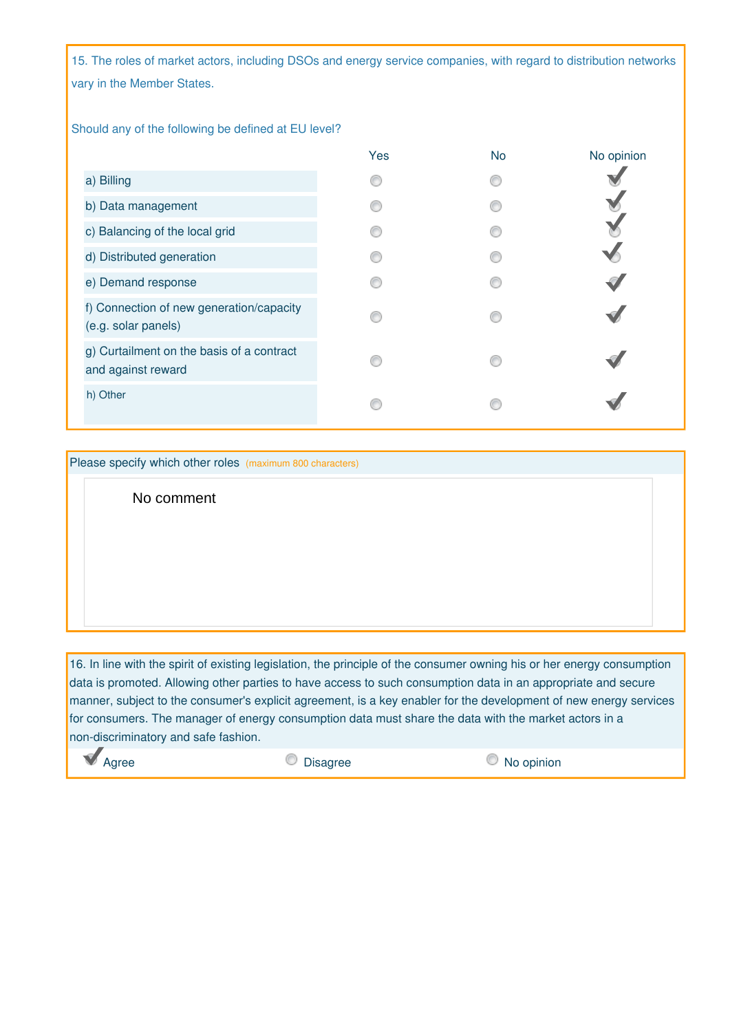15. The roles of market actors, including DSOs and energy service companies, with regard to distribution networks vary in the Member States.

Should any of the following be defined at EU level?

| | Yes | No | No opinion |
|---|---|---|---|
| a) Billing | | | ✓ |
| b) Data management | | | ✓ |
| c) Balancing of the local grid | | | ✓ |
| d) Distributed generation | | | ✓ |
| e) Demand response | | | ✓ |
| f) Connection of new generation/capacity (e.g. solar panels) | | | ✓ |
| g) Curtailment on the basis of a contract and against reward | | | ✓ |
| h) Other | | | ✓ |

Please specify which other roles (maximum 800 characters)

No comment

16. In line with the spirit of existing legislation, the principle of the consumer owning his or her energy consumption data is promoted. Allowing other parties to have access to such consumption data in an appropriate and secure manner, subject to the consumer's explicit agreement, is a key enabler for the development of new energy services for consumers. The manager of energy consumption data must share the data with the market actors in a non-discriminatory and safe fashion.

- [x] Agree
- [ ] Disagree
- [ ] No opinion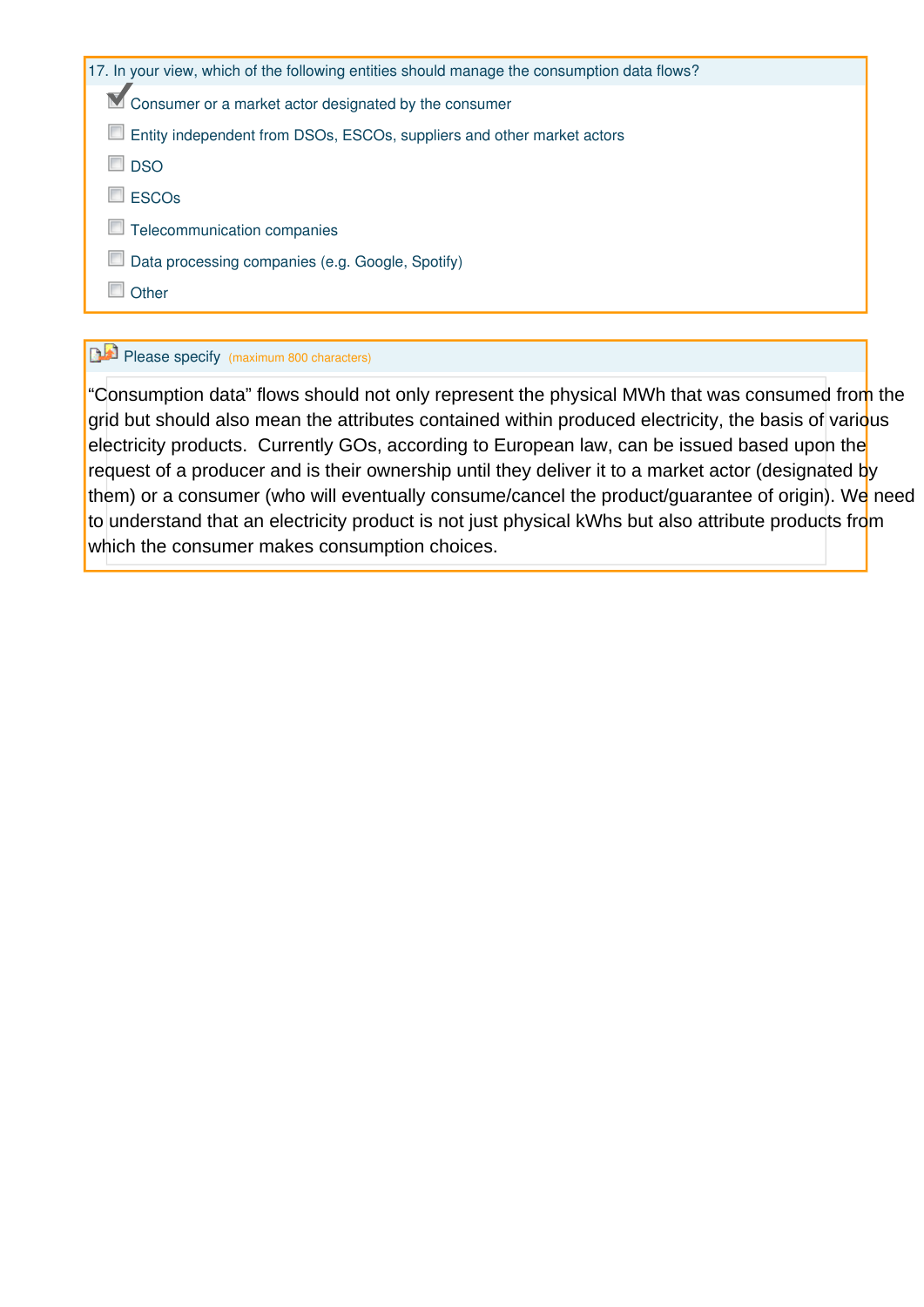17. In your view, which of the following entities should manage the consumption data flows?

- [x] Consumer or a market actor designated by the consumer
- [ ] Entity independent from DSOs, ESCOs, suppliers and other market actors
- [ ] DSO
- [ ] ESCOs
- [ ] Telecommunication companies
- [ ] Data processing companies (e.g. Google, Spotify)
- [ ] Other

Please specify (maximum 800 characters)

“Consumption data” flows should not only represent the physical MWh that was consumed from the grid but should also mean the attributes contained within produced electricity, the basis of various electricity products. Currently GOs, according to European law, can be issued based upon the request of a producer and is their ownership until they deliver it to a market actor (designated by them) or a consumer (who will eventually consume/cancel the product/guarantee of origin). We need to understand that an electricity product is not just physical kWhs but also attribute products from which the consumer makes consumption choices.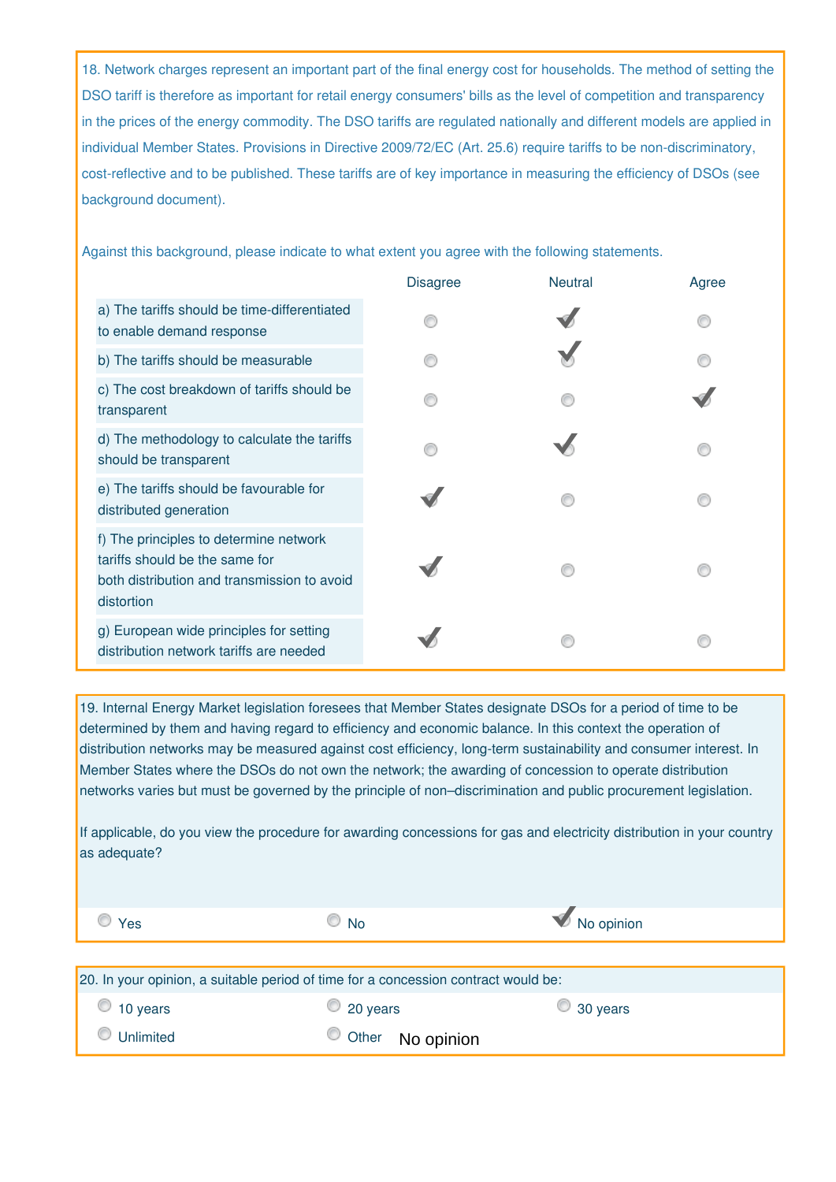18. Network charges represent an important part of the final energy cost for households. The method of setting the DSO tariff is therefore as important for retail energy consumers' bills as the level of competition and transparency in the prices of the energy commodity. The DSO tariffs are regulated nationally and different models are applied in individual Member States. Provisions in Directive 2009/72/EC (Art. 25.6) require tariffs to be non-discriminatory, cost-reflective and to be published. These tariffs are of key importance in measuring the efficiency of DSOs (see background document).

Against this background, please indicate to what extent you agree with the following statements.

| | Disagree | Neutral | Agree |
|---|---|---|---|
| a) The tariffs should be time-differentiated to enable demand response | | ✓ | |
| b) The tariffs should be measurable | | ✓ | |
| c) The cost breakdown of tariffs should be transparent | | | ✓ |
| d) The methodology to calculate the tariffs should be transparent | | ✓ | |
| e) The tariffs should be favourable for distributed generation | ✓ | | |
| f) The principles to determine network tariffs should be the same for both distribution and transmission to avoid distortion | ✓ | | |
| g) European wide principles for setting distribution network tariffs are needed | ✓ | | |

19. Internal Energy Market legislation foresees that Member States designate DSOs for a period of time to be determined by them and having regard to efficiency and economic balance. In this context the operation of distribution networks may be measured against cost efficiency, long-term sustainability and consumer interest. In Member States where the DSOs do not own the network; the awarding of concession to operate distribution networks varies but must be governed by the principle of non–discrimination and public procurement legislation.

If applicable, do you view the procedure for awarding concessions for gas and electricity distribution in your country as adequate?

- [ ] Yes
- [ ] No
- [x] No opinion

20. In your opinion, a suitable period of time for a concession contract would be:

- [ ] 10 years
- [ ] 20 years
- [ ] 30 years
- [ ] Unlimited
- [ ] Other

No opinion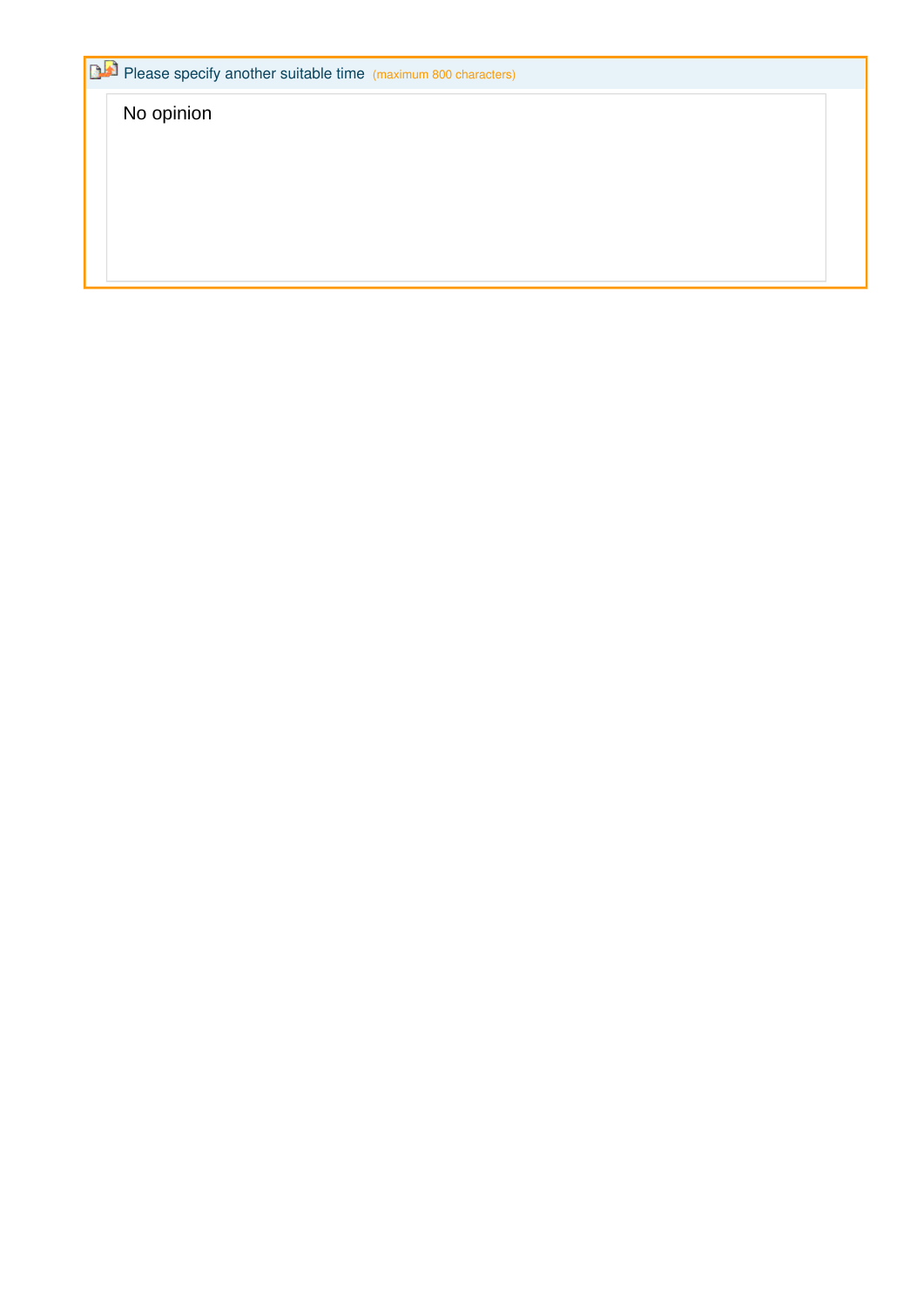Please specify another suitable time (maximum 800 characters)

No opinion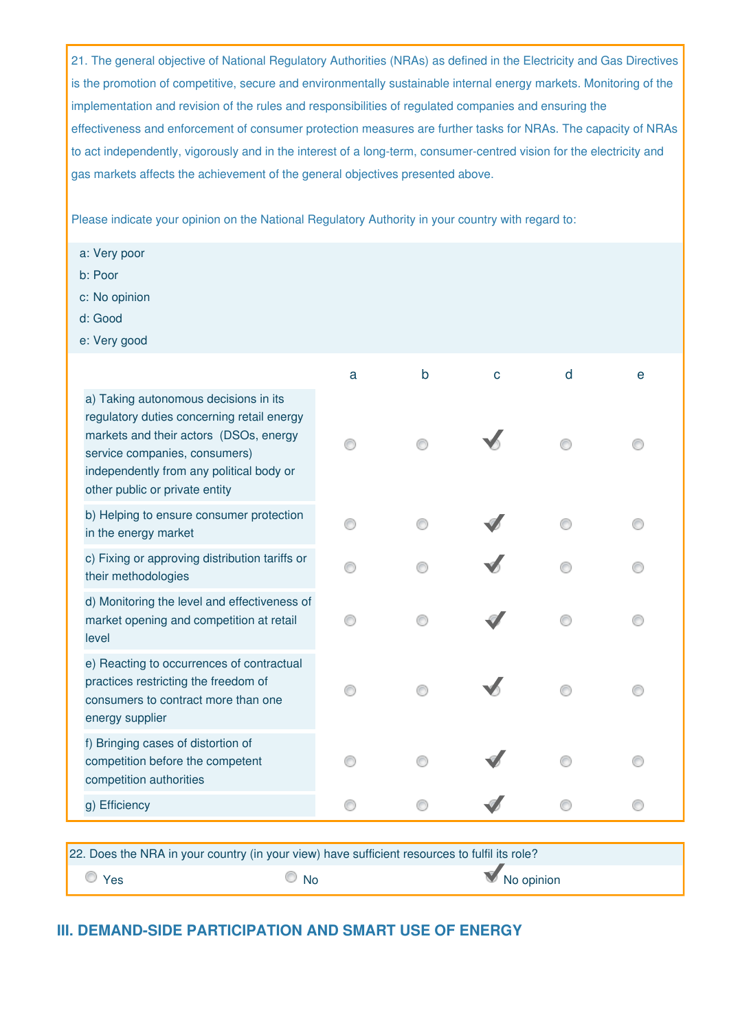21. The general objective of National Regulatory Authorities (NRAs) as defined in the Electricity and Gas Directives is the promotion of competitive, secure and environmentally sustainable internal energy markets. Monitoring of the implementation and revision of the rules and responsibilities of regulated companies and ensuring the effectiveness and enforcement of consumer protection measures are further tasks for NRAs. The capacity of NRAs to act independently, vigorously and in the interest of a long-term, consumer-centred vision for the electricity and gas markets affects the achievement of the general objectives presented above.

Please indicate your opinion on the National Regulatory Authority in your country with regard to:

a: Very poor
b: Poor
c: No opinion
d: Good
e: Very good

| | a | b | c | d | e |
|---|---|---|---|---|---|
| a) Taking autonomous decisions in its regulatory duties concerning retail energy markets and their actors (DSOs, energy service companies, consumers) independently from any political body or other public or private entity | | | ✔ | | |
| b) Helping to ensure consumer protection in the energy market | | | ✔ | | |
| c) Fixing or approving distribution tariffs or their methodologies | | | ✔ | | |
| d) Monitoring the level and effectiveness of market opening and competition at retail level | | | ✔ | | |
| e) Reacting to occurrences of contractual practices restricting the freedom of consumers to contract more than one energy supplier | | | ✔ | | |
| f) Bringing cases of distortion of competition before the competent competition authorities | | | ✔ | | |
| g) Efficiency | | | ✔ | | |

22. Does the NRA in your country (in your view) have sufficient resources to fulfil its role?

- ○ Yes
- ○ No
- ✔ No opinion

## III. DEMAND-SIDE PARTICIPATION AND SMART USE OF ENERGY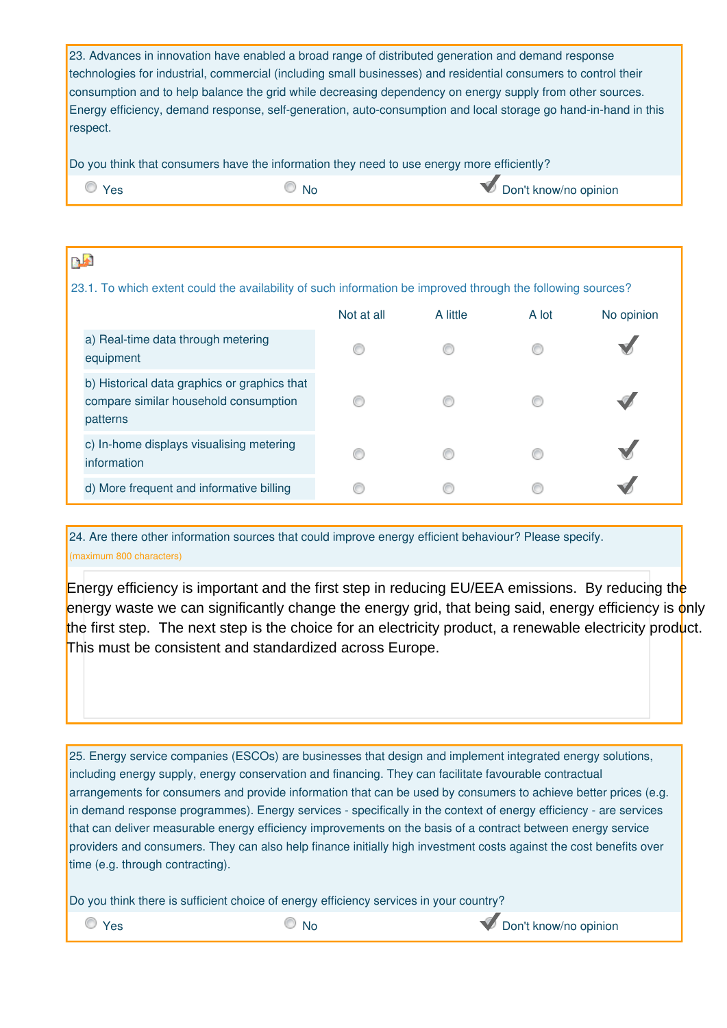23. Advances in innovation have enabled a broad range of distributed generation and demand response technologies for industrial, commercial (including small businesses) and residential consumers to control their consumption and to help balance the grid while decreasing dependency on energy supply from other sources. Energy efficiency, demand response, self-generation, auto-consumption and local storage go hand-in-hand in this respect.

Do you think that consumers have the information they need to use energy more efficiently?

- ○ Yes
- ○ No
- ✔ Don't know/no opinion

23.1. To which extent could the availability of such information be improved through the following sources?

| | Not at all | A little | A lot | No opinion |
|---|---|---|---|---|
| a) Real-time data through metering equipment | ○ | ○ | ○ | ✔ |
| b) Historical data graphics or graphics that compare similar household consumption patterns | ○ | ○ | ○ | ✔ |
| c) In-home displays visualising metering information | ○ | ○ | ○ | ✔ |
| d) More frequent and informative billing | ○ | ○ | ○ | ✔ |

24. Are there other information sources that could improve energy efficient behaviour? Please specify.
(maximum 800 characters)

Energy efficiency is important and the first step in reducing EU/EEA emissions. By reducing the energy waste we can significantly change the energy grid, that being said, energy efficiency is only the first step. The next step is the choice for an electricity product, a renewable electricity product. This must be consistent and standardized across Europe.

25. Energy service companies (ESCOs) are businesses that design and implement integrated energy solutions, including energy supply, energy conservation and financing. They can facilitate favourable contractual arrangements for consumers and provide information that can be used by consumers to achieve better prices (e.g. in demand response programmes). Energy services - specifically in the context of energy efficiency - are services that can deliver measurable energy efficiency improvements on the basis of a contract between energy service providers and consumers. They can also help finance initially high investment costs against the cost benefits over time (e.g. through contracting).

Do you think there is sufficient choice of energy efficiency services in your country?

- ○ Yes
- ○ No
- ✔ Don't know/no opinion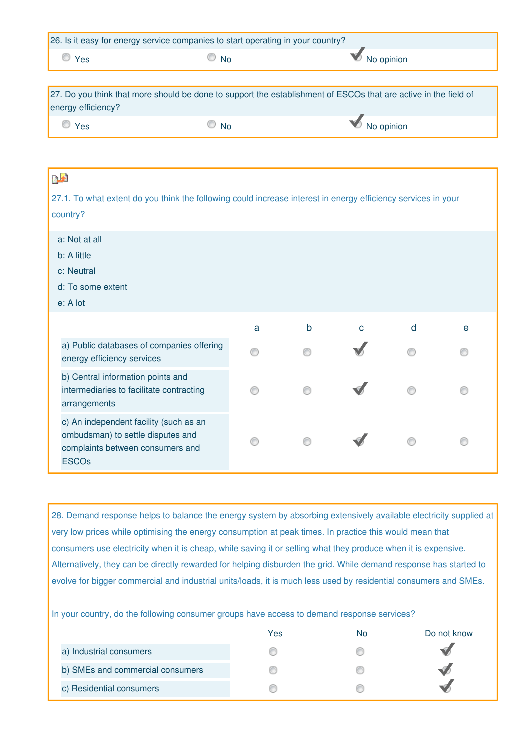26. Is it easy for energy service companies to start operating in your country?

- [ ] Yes
- [ ] No
- [x] No opinion

27. Do you think that more should be done to support the establishment of ESCOs that are active in the field of energy efficiency?

- [ ] Yes
- [ ] No
- [x] No opinion

27.1. To what extent do you think the following could increase interest in energy efficiency services in your country?

a: Not at all
b: A little
c: Neutral
d: To some extent
e: A lot

| | a | b | c | d | e |
|---|---|---|---|---|---|
| a) Public databases of companies offering energy efficiency services | | | ✔ | | |
| b) Central information points and intermediaries to facilitate contracting arrangements | | | ✔ | | |
| c) An independent facility (such as an ombudsman) to settle disputes and complaints between consumers and ESCOs | | | ✔ | | |

28. Demand response helps to balance the energy system by absorbing extensively available electricity supplied at very low prices while optimising the energy consumption at peak times. In practice this would mean that consumers use electricity when it is cheap, while saving it or selling what they produce when it is expensive. Alternatively, they can be directly rewarded for helping disburden the grid. While demand response has started to evolve for bigger commercial and industrial units/loads, it is much less used by residential consumers and SMEs.

In your country, do the following consumer groups have access to demand response services?

| | Yes | No | Do not know |
|---|---|---|---|
| a) Industrial consumers | | | ✔ |
| b) SMEs and commercial consumers | | | ✔ |
| c) Residential consumers | | | ✔ |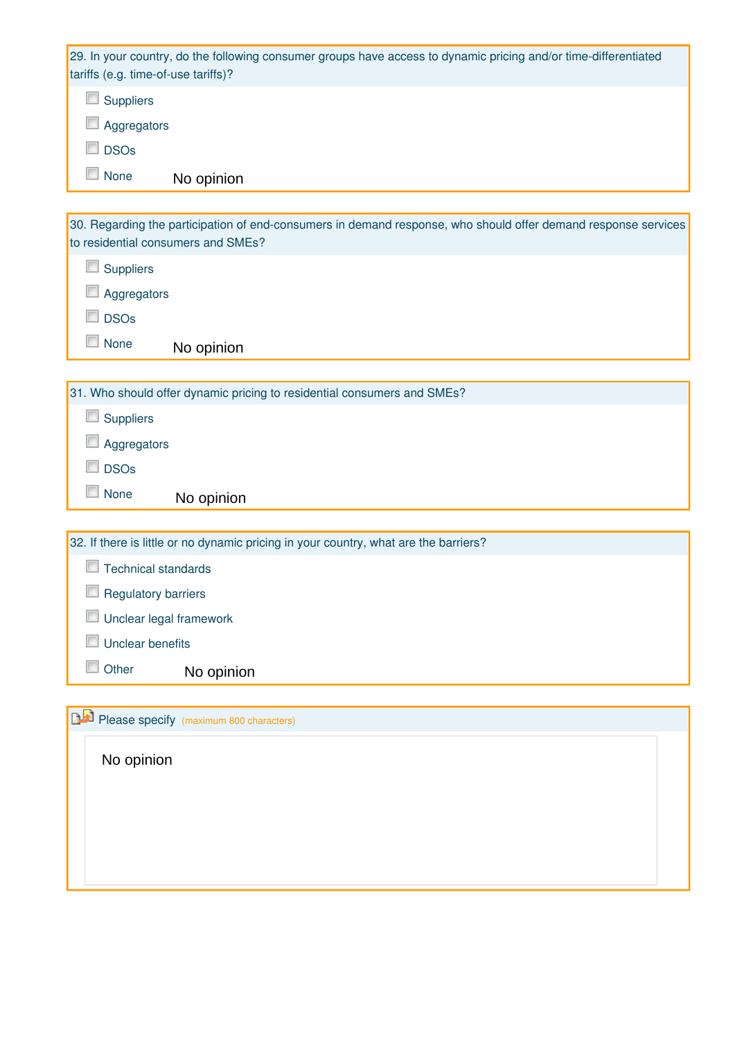29. In your country, do the following consumer groups have access to dynamic pricing and/or time-differentiated tariffs (e.g. time-of-use tariffs)?

- [ ] Suppliers
- [ ] Aggregators
- [ ] DSOs
- [ ] None

No opinion

30. Regarding the participation of end-consumers in demand response, who should offer demand response services to residential consumers and SMEs?

- [ ] Suppliers
- [ ] Aggregators
- [ ] DSOs
- [ ] None

No opinion

31. Who should offer dynamic pricing to residential consumers and SMEs?

- [ ] Suppliers
- [ ] Aggregators
- [ ] DSOs
- [ ] None

No opinion

32. If there is little or no dynamic pricing in your country, what are the barriers?

- [ ] Technical standards
- [ ] Regulatory barriers
- [ ] Unclear legal framework
- [ ] Unclear benefits
- [ ] Other

No opinion

Please specify (maximum 800 characters)

No opinion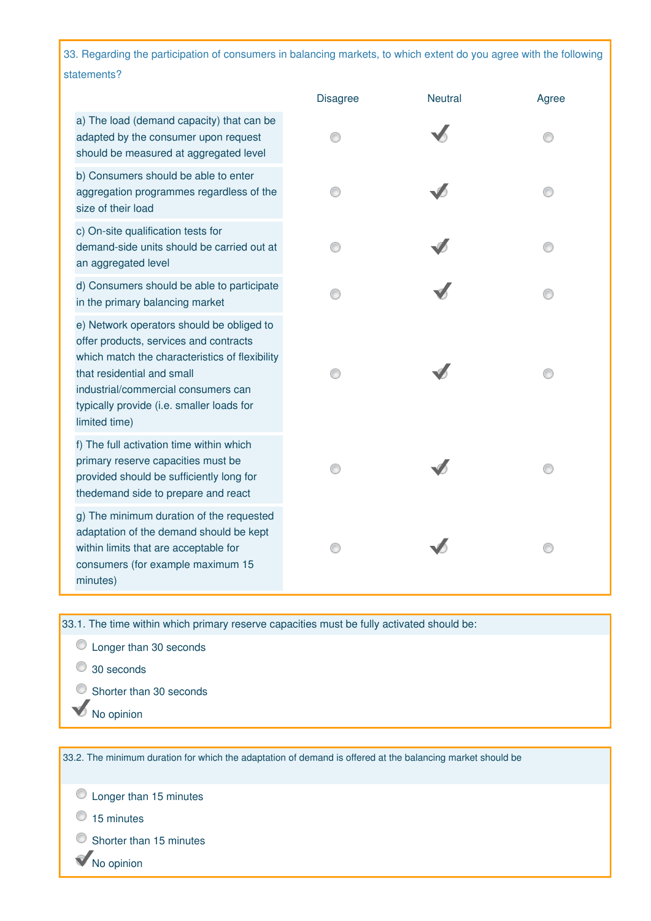33. Regarding the participation of consumers in balancing markets, to which extent do you agree with the following statements?

| | Disagree | Neutral | Agree |
|---|---|---|---|
| a) The load (demand capacity) that can be adapted by the consumer upon request should be measured at aggregated level | | ✔ | |
| b) Consumers should be able to enter aggregation programmes regardless of the size of their load | | ✔ | |
| c) On-site qualification tests for demand-side units should be carried out at an aggregated level | | ✔ | |
| d) Consumers should be able to participate in the primary balancing market | | ✔ | |
| e) Network operators should be obliged to offer products, services and contracts which match the characteristics of flexibility that residential and small industrial/commercial consumers can typically provide (i.e. smaller loads for limited time) | | ✔ | |
| f) The full activation time within which primary reserve capacities must be provided should be sufficiently long for thedemand side to prepare and react | | ✔ | |
| g) The minimum duration of the requested adaptation of the demand should be kept within limits that are acceptable for consumers (for example maximum 15 minutes) | | ✔ | |

33.1. The time within which primary reserve capacities must be fully activated should be:

- ○ Longer than 30 seconds
- ○ 30 seconds
- ○ Shorter than 30 seconds
- ✔ No opinion

33.2. The minimum duration for which the adaptation of demand is offered at the balancing market should be

- ○ Longer than 15 minutes
- ○ 15 minutes
- ○ Shorter than 15 minutes
- ✔ No opinion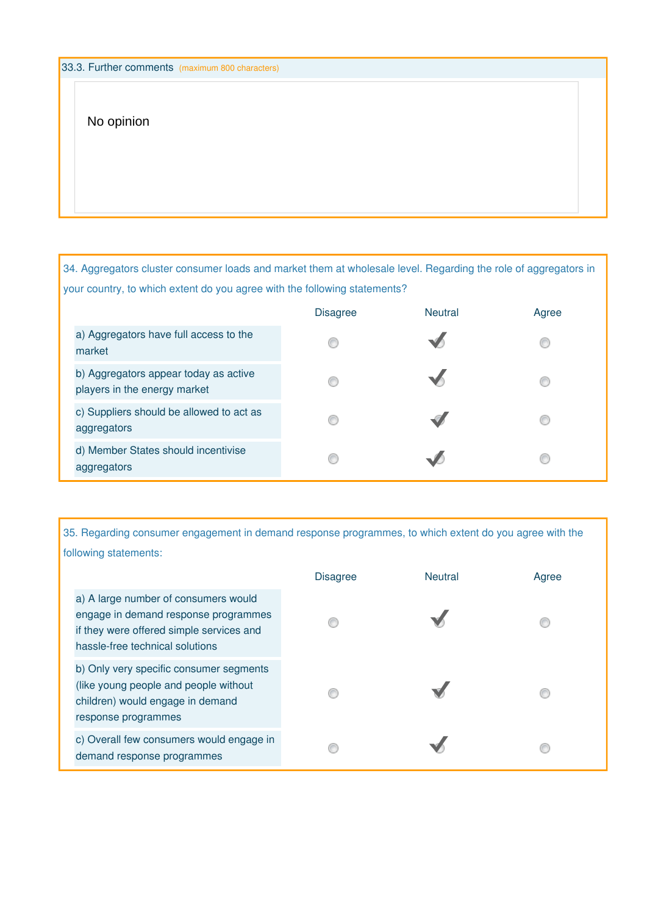33.3. Further comments (maximum 800 characters)

No opinion

34. Aggregators cluster consumer loads and market them at wholesale level. Regarding the role of aggregators in your country, to which extent do you agree with the following statements?

| | Disagree | Neutral | Agree |
|---|---|---|---|
| a) Aggregators have full access to the market | | ✔ | |
| b) Aggregators appear today as active players in the energy market | | ✔ | |
| c) Suppliers should be allowed to act as aggregators | | ✔ | |
| d) Member States should incentivise aggregators | | ✔ | |

35. Regarding consumer engagement in demand response programmes, to which extent do you agree with the following statements:

| | Disagree | Neutral | Agree |
|---|---|---|---|
| a) A large number of consumers would engage in demand response programmes if they were offered simple services and hassle-free technical solutions | | ✔ | |
| b) Only very specific consumer segments (like young people and people without children) would engage in demand response programmes | | ✔ | |
| c) Overall few consumers would engage in demand response programmes | | ✔ | |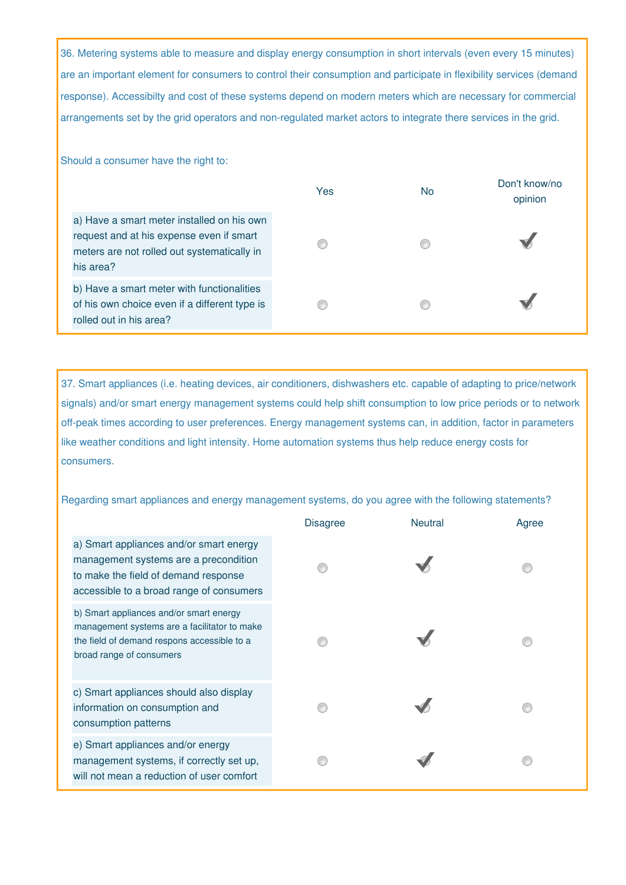36. Metering systems able to measure and display energy consumption in short intervals (even every 15 minutes) are an important element for consumers to control their consumption and participate in flexibility services (demand response). Accessibilty and cost of these systems depend on modern meters which are necessary for commercial arrangements set by the grid operators and non-regulated market actors to integrate there services in the grid.

Should a consumer have the right to:

| | Yes | No | Don't know/no opinion |
|---|---|---|---|
| a) Have a smart meter installed on his own request and at his expense even if smart meters are not rolled out systematically in his area? | | | ✓ |
| b) Have a smart meter with functionalities of his own choice even if a different type is rolled out in his area? | | | ✓ |

37. Smart appliances (i.e. heating devices, air conditioners, dishwashers etc. capable of adapting to price/network signals) and/or smart energy management systems could help shift consumption to low price periods or to network off-peak times according to user preferences. Energy management systems can, in addition, factor in parameters like weather conditions and light intensity. Home automation systems thus help reduce energy costs for consumers.

Regarding smart appliances and energy management systems, do you agree with the following statements?

| | Disagree | Neutral | Agree |
|---|---|---|---|
| a) Smart appliances and/or smart energy management systems are a precondition to make the field of demand response accessible to a broad range of consumers | | ✓ | |
| b) Smart appliances and/or smart energy management systems are a facilitator to make the field of demand respons accessible to a broad range of consumers | | ✓ | |
| c) Smart appliances should also display information on consumption and consumption patterns | | ✓ | |
| e) Smart appliances and/or energy management systems, if correctly set up, will not mean a reduction of user comfort | | ✓ | |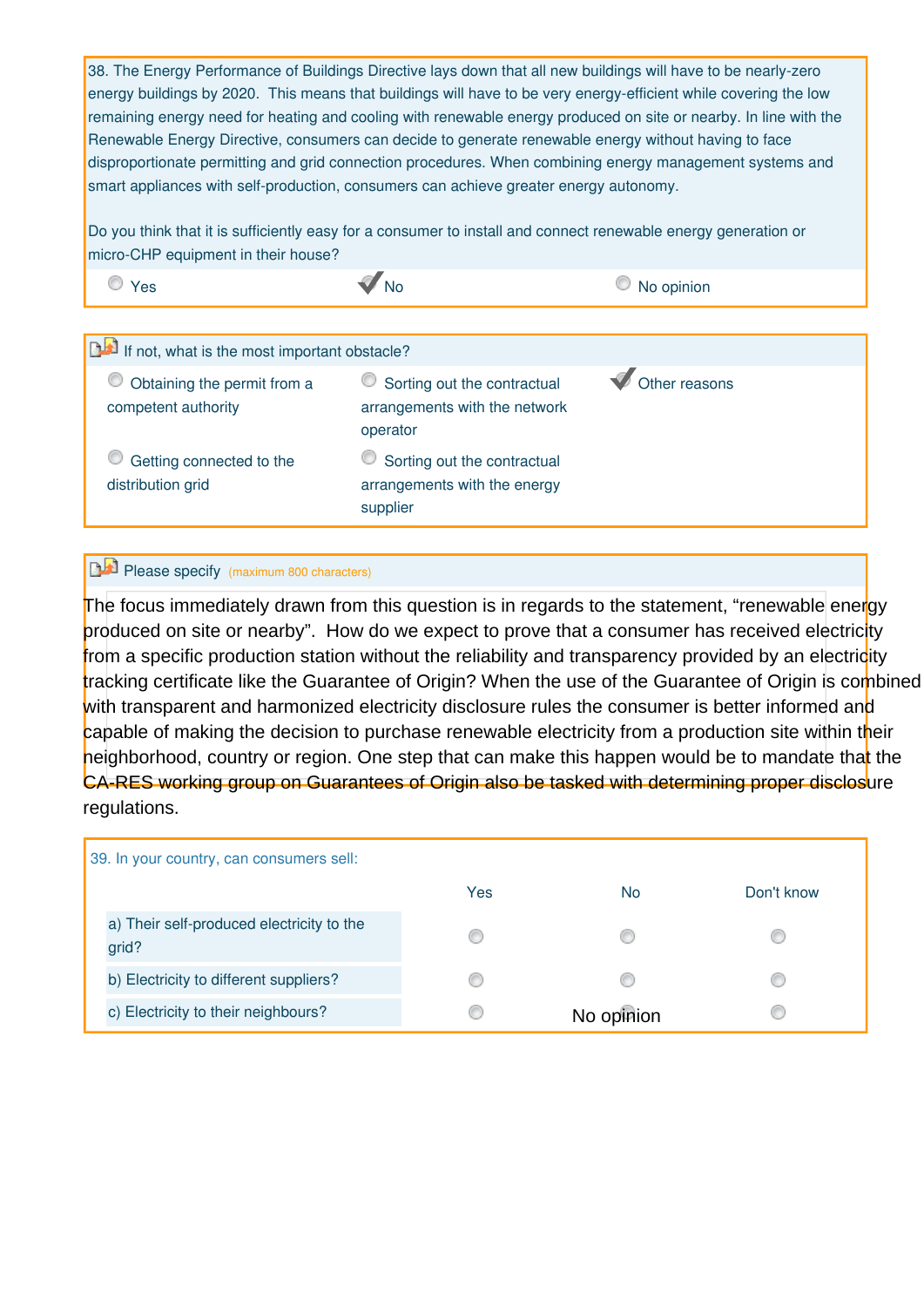38. The Energy Performance of Buildings Directive lays down that all new buildings will have to be nearly-zero energy buildings by 2020. This means that buildings will have to be very energy-efficient while covering the low remaining energy need for heating and cooling with renewable energy produced on site or nearby. In line with the Renewable Energy Directive, consumers can decide to generate renewable energy without having to face disproportionate permitting and grid connection procedures. When combining energy management systems and smart appliances with self-production, consumers can achieve greater energy autonomy.

Do you think that it is sufficiently easy for a consumer to install and connect renewable energy generation or micro-CHP equipment in their house?

- ○ Yes
- ✔ No
- ○ No opinion

If not, what is the most important obstacle?

- ○ Obtaining the permit from a competent authority
- ○ Sorting out the contractual arrangements with the network operator
- ✔ Other reasons
- ○ Getting connected to the distribution grid
- ○ Sorting out the contractual arrangements with the energy supplier

Please specify (maximum 800 characters)

The focus immediately drawn from this question is in regards to the statement, “renewable energy produced on site or nearby”. How do we expect to prove that a consumer has received electricity from a specific production station without the reliability and transparency provided by an electricity tracking certificate like the Guarantee of Origin? When the use of the Guarantee of Origin is combined with transparent and harmonized electricity disclosure rules the consumer is better informed and capable of making the decision to purchase renewable electricity from a production site within their neighborhood, country or region. One step that can make this happen would be to mandate that the CA-RES working group on Guarantees of Origin also be tasked with determining proper disclosure regulations.

39. In your country, can consumers sell:

| | Yes | No | Don't know |
|---|---|---|---|
| a) Their self-produced electricity to the grid? | ○ | ○ | ○ |
| b) Electricity to different suppliers? | ○ | ○ | ○ |
| c) Electricity to their neighbours? | ○ | ○ | ○ |

No opinion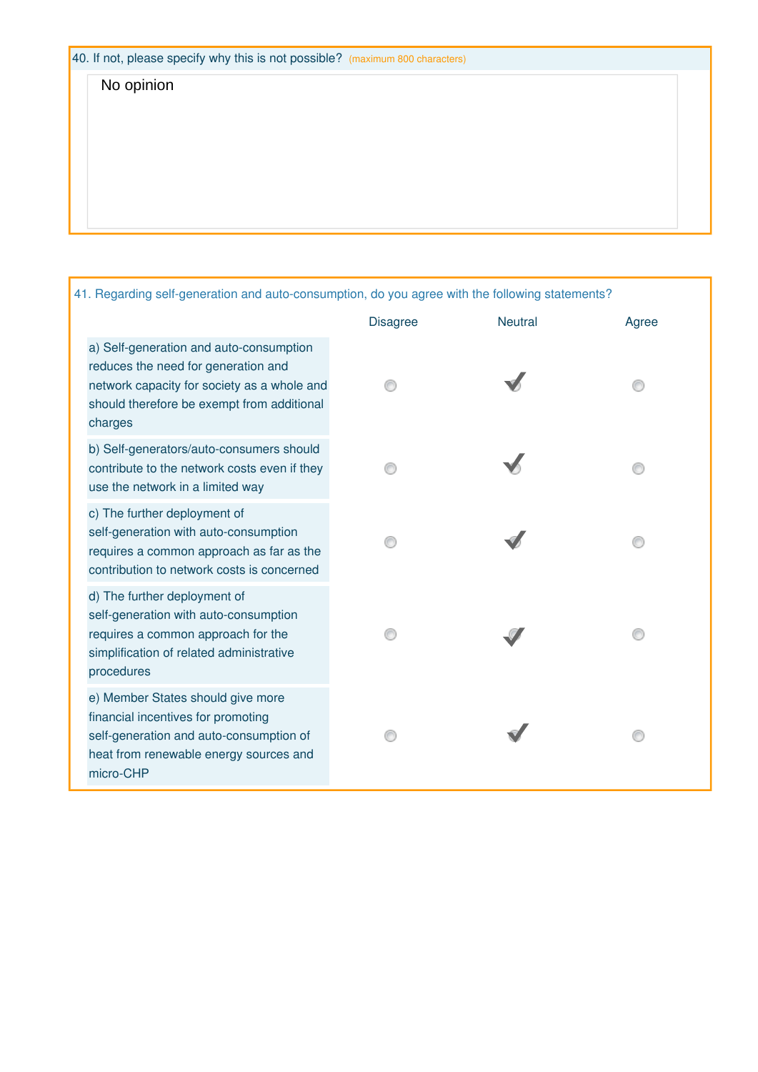40. If not, please specify why this is not possible? (maximum 800 characters)

No opinion

41. Regarding self-generation and auto-consumption, do you agree with the following statements?

| | Disagree | Neutral | Agree |
|---|---|---|---|
| a) Self-generation and auto-consumption reduces the need for generation and network capacity for society as a whole and should therefore be exempt from additional charges | | ✔ | |
| b) Self-generators/auto-consumers should contribute to the network costs even if they use the network in a limited way | | ✔ | |
| c) The further deployment of self-generation with auto-consumption requires a common approach as far as the contribution to network costs is concerned | | ✔ | |
| d) The further deployment of self-generation with auto-consumption requires a common approach for the simplification of related administrative procedures | | ✔ | |
| e) Member States should give more financial incentives for promoting self-generation and auto-consumption of heat from renewable energy sources and micro-CHP | | ✔ | |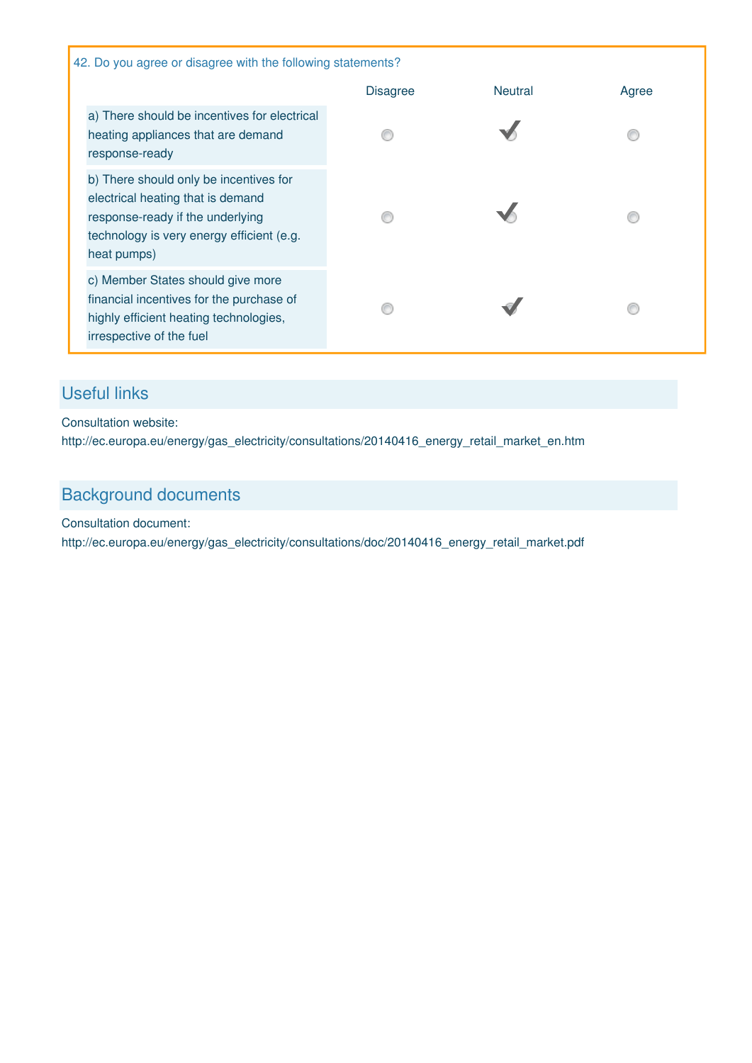42. Do you agree or disagree with the following statements?

| | Disagree | Neutral | Agree |
|---|---|---|---|
| a) There should be incentives for electrical heating appliances that are demand response-ready | | ✓ | |
| b) There should only be incentives for electrical heating that is demand response-ready if the underlying technology is very energy efficient (e.g. heat pumps) | | ✓ | |
| c) Member States should give more financial incentives for the purchase of highly efficient heating technologies, irrespective of the fuel | | ✓ | |

## Useful links

Consultation website:
http://ec.europa.eu/energy/gas_electricity/consultations/20140416_energy_retail_market_en.htm

## Background documents

Consultation document:
http://ec.europa.eu/energy/gas_electricity/consultations/doc/20140416_energy_retail_market.pdf